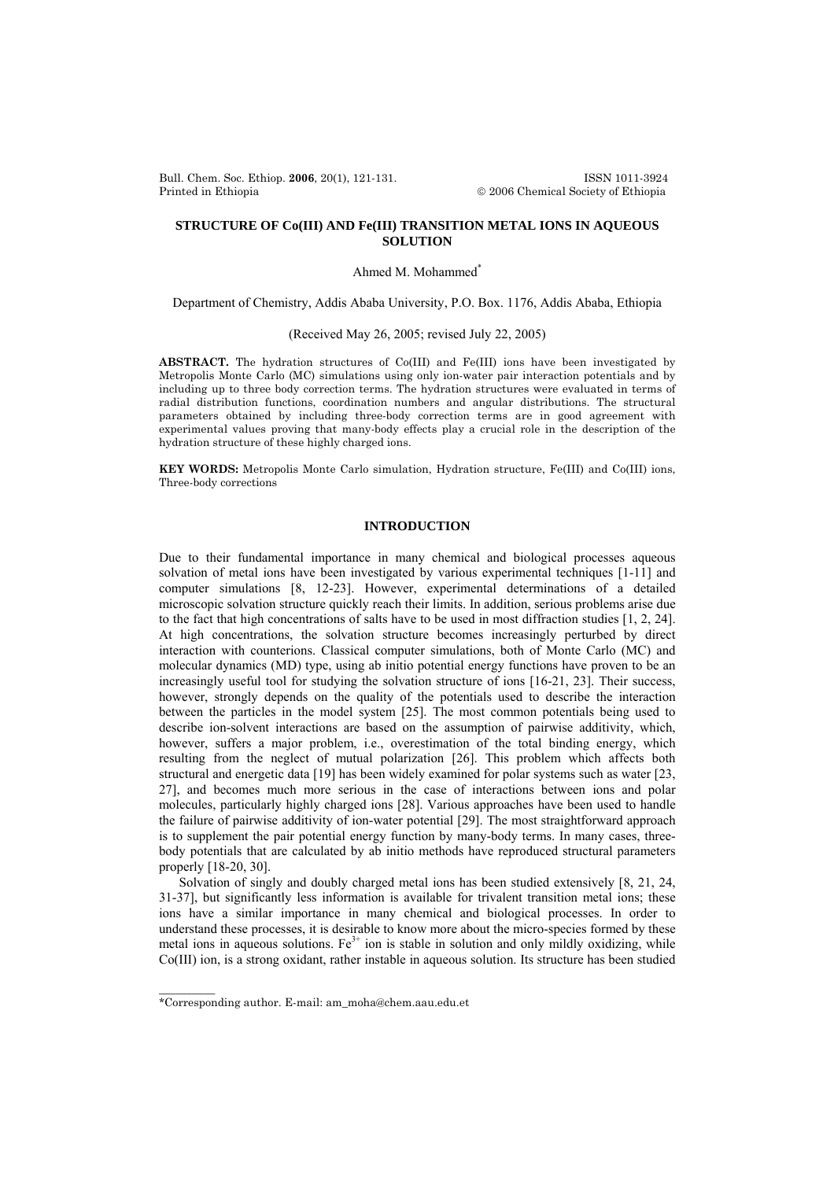# STRUCTURE OF Co(III) AND Fe(III) TRANSITION METAL IONS IN AQUEOUS SOLUTION

Ahmed M. Mohammed*

Department of Chemistry, Addis Ababa University, P.O. Box. 1176, Addis Ababa, Ethiopia

(Received May 26, 2005; revised July 22, 2005)

**ABSTRACT.** The hydration structures of Co(III) and Fe(III) ions have been investigated by Metropolis Monte Carlo (MC) simulations using only ion-water pair interaction potentials and by including up to three body correction terms. The hydration structures were evaluated in terms of radial distribution functions, coordination numbers and angular distributions. The structural parameters obtained by including three-body correction terms are in good agreement with experimental values proving that many-body effects play a crucial role in the description of the hydration structure of these highly charged ions.

**KEY WORDS:** Metropolis Monte Carlo simulation, Hydration structure, Fe(III) and Co(III) ions, Three-body corrections

## INTRODUCTION

Due to their fundamental importance in many chemical and biological processes aqueous solvation of metal ions have been investigated by various experimental techniques [1-11] and computer simulations [8, 12-23]. However, experimental determinations of a detailed microscopic solvation structure quickly reach their limits. In addition, serious problems arise due to the fact that high concentrations of salts have to be used in most diffraction studies [1, 2, 24]. At high concentrations, the solvation structure becomes increasingly perturbed by direct interaction with counterions. Classical computer simulations, both of Monte Carlo (MC) and molecular dynamics (MD) type, using ab initio potential energy functions have proven to be an increasingly useful tool for studying the solvation structure of ions [16-21, 23]. Their success, however, strongly depends on the quality of the potentials used to describe the interaction between the particles in the model system [25]. The most common potentials being used to describe ion-solvent interactions are based on the assumption of pairwise additivity, which, however, suffers a major problem, i.e., overestimation of the total binding energy, which resulting from the neglect of mutual polarization [26]. This problem which affects both structural and energetic data [19] has been widely examined for polar systems such as water [23, 27], and becomes much more serious in the case of interactions between ions and polar molecules, particularly highly charged ions [28]. Various approaches have been used to handle the failure of pairwise additivity of ion-water potential [29]. The most straightforward approach is to supplement the pair potential energy function by many-body terms. In many cases, three-body potentials that are calculated by ab initio methods have reproduced structural parameters properly [18-20, 30].

Solvation of singly and doubly charged metal ions has been studied extensively [8, 21, 24, 31-37], but significantly less information is available for trivalent transition metal ions; these ions have a similar importance in many chemical and biological processes. In order to understand these processes, it is desirable to know more about the micro-species formed by these metal ions in aqueous solutions. $Fe^{3+}$ ion is stable in solution and only mildly oxidizing, while Co(III) ion, is a strong oxidant, rather instable in aqueous solution. Its structure has been studied

*Corresponding author. E-mail: am_moha@chem.aau.edu.et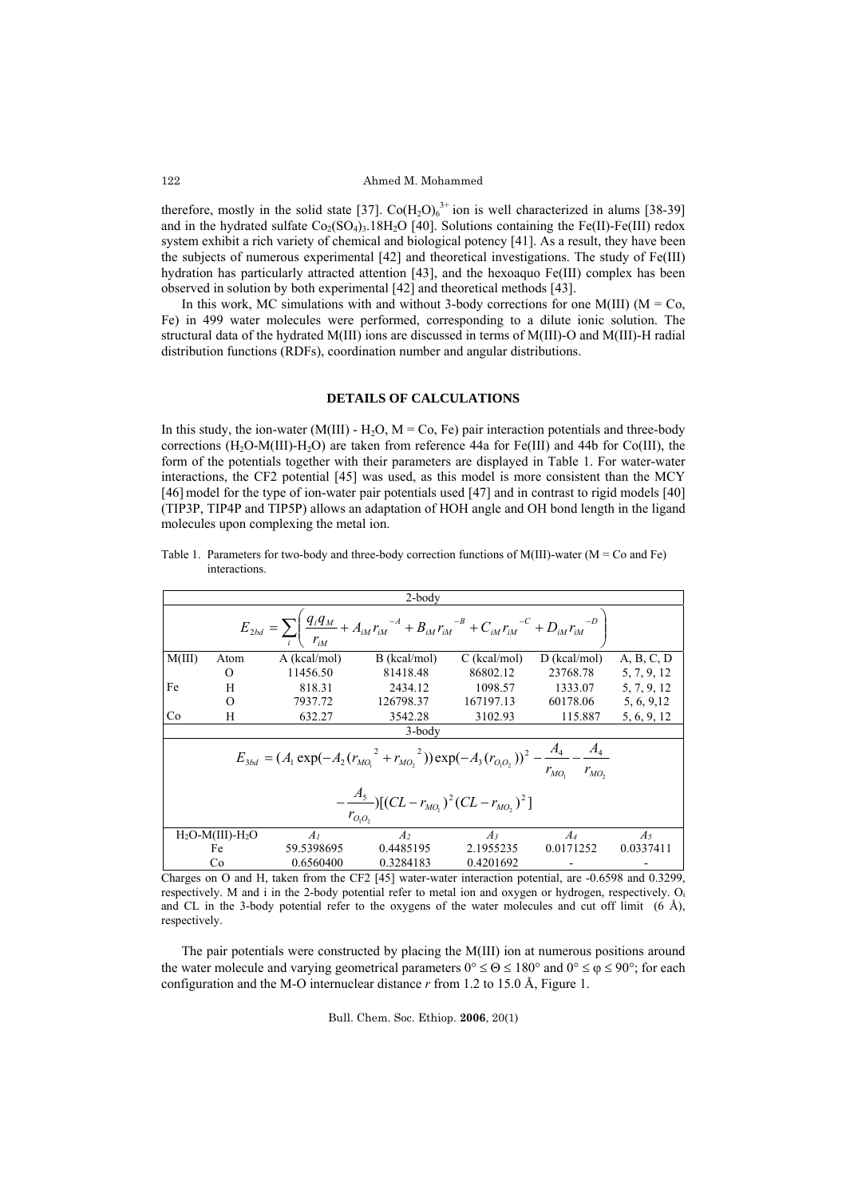therefore, mostly in the solid state [37]. $Co(H_2O)_6^{3+}$ ion is well characterized in alums [38-39] and in the hydrated sulfate $Co_2(SO_4)_3.18H_2O$ [40]. Solutions containing the Fe(II)-Fe(III) redox system exhibit a rich variety of chemical and biological potency [41]. As a result, they have been the subjects of numerous experimental [42] and theoretical investigations. The study of Fe(III) hydration has particularly attracted attention [43], and the hexoaquo Fe(III) complex has been observed in solution by both experimental [42] and theoretical methods [43].

In this work, MC simulations with and without 3-body corrections for one M(III) (M = Co, Fe) in 499 water molecules were performed, corresponding to a dilute ionic solution. The structural data of the hydrated M(III) ions are discussed in terms of M(III)-O and M(III)-H radial distribution functions (RDFs), coordination number and angular distributions.

## DETAILS OF CALCULATIONS

In this study, the ion-water (M(III) - $H_2O$, M = Co, Fe) pair interaction potentials and three-body corrections ($H_2O$-M(III)-$H_2O$) are taken from reference 44a for Fe(III) and 44b for Co(III), the form of the potentials together with their parameters are displayed in Table 1. For water-water interactions, the CF2 potential [45] was used, as this model is more consistent than the MCY [46] model for the type of ion-water pair potentials used [47] and in contrast to rigid models [40] (TIP3P, TIP4P and TIP5P) allows an adaptation of HOH angle and OH bond length in the ligand molecules upon complexing the metal ion.

Table 1. Parameters for two-body and three-body correction functions of M(III)-water (M = Co and Fe) interactions.

| 2-body | | | | | | |
|---|---|---|---|---|---|---|
| $$E_{2bd} = \sum_i \left( \frac{q_i q_M}{r_{iM}} + A_{iM} r_{iM}^{-A} + B_{iM} r_{iM}^{-B} + C_{iM} r_{iM}^{-C} + D_{iM} r_{iM}^{-D} \right)$$ | | | | | | |
| M(III) | Atom | A (kcal/mol) | B (kcal/mol) | C (kcal/mol) | D (kcal/mol) | A, B, C, D |
| | O | 11456.50 | 81418.48 | 86802.12 | 23768.78 | 5, 7, 9, 12 |
| Fe | H | 818.31 | 2434.12 | 1098.57 | 1333.07 | 5, 7, 9, 12 |
| | O | 7937.72 | 126798.37 | 167197.13 | 60178.06 | 5, 6, 9,12 |
| Co | H | 632.27 | 3542.28 | 3102.93 | 115.887 | 5, 6, 9, 12 |
| 3-body | | | | | | |
| $$E_{3bd} = (A_1 \exp(-A_2 (r_{MO_1}{}^2 + r_{MO_2}{}^2)) \exp(-A_3 (r_{O_1O_2}))^2 - \frac{A_4}{r_{MO_1}} - \frac{A_4}{r_{MO_2}} - \frac{A_5}{r_{O_1O_2}})[(CL - r_{MO_1})^2 (CL - r_{MO_2})^2]$$ | | | | | | |
| $H_2O$-M(III)-$H_2O$ | | $A_1$ | $A_2$ | $A_3$ | $A_4$ | $A_5$ |
| Fe | | 59.5398695 | 0.4485195 | 2.1955235 | 0.0171252 | 0.0337411 |
| Co | | 0.6560400 | 0.3284183 | 0.4201692 | - | - |

Charges on O and H, taken from the CF2 [45] water-water interaction potential, are -0.6598 and 0.3299, respectively. M and i in the 2-body potential refer to metal ion and oxygen or hydrogen, respectively. $O_i$ and CL in the 3-body potential refer to the oxygens of the water molecules and cut off limit (6 Å), respectively.

The pair potentials were constructed by placing the M(III) ion at numerous positions around the water molecule and varying geometrical parameters 0° ≤ Θ ≤ 180° and 0° ≤ φ ≤ 90°; for each configuration and the M-O internuclear distance *r* from 1.2 to 15.0 Å, Figure 1.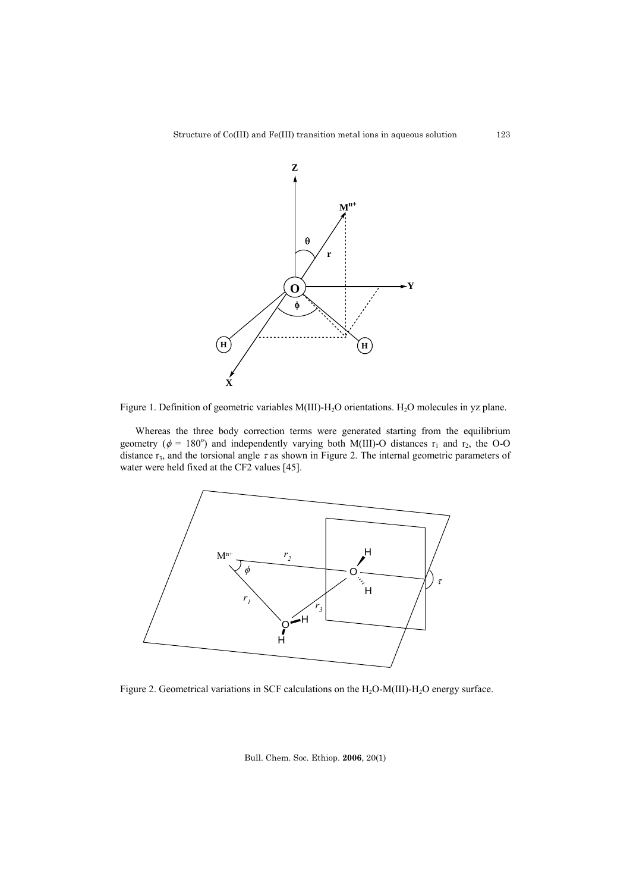Figure 1. Definition of geometric variables M(III)-$H_2O$ orientations. $H_2O$ molecules in yz plane.

Whereas the three body correction terms were generated starting from the equilibrium geometry ($\phi$ = 180°) and independently varying both M(III)-O distances $r_1$ and $r_2$, the O-O distance $r_3$, and the torsional angle $\tau$ as shown in Figure 2. The internal geometric parameters of water were held fixed at the CF2 values [45].

Figure 2. Geometrical variations in SCF calculations on the $H_2O$-M(III)-$H_2O$ energy surface.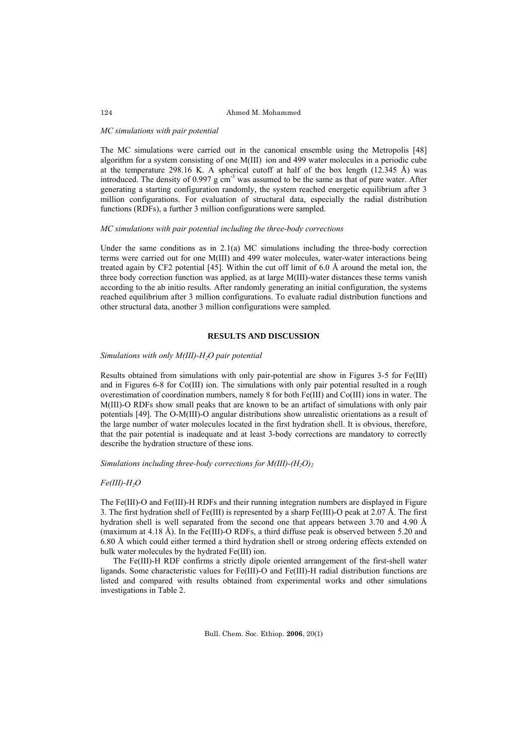*MC simulations with pair potential*

The MC simulations were carried out in the canonical ensemble using the Metropolis [48] algorithm for a system consisting of one M(III) ion and 499 water molecules in a periodic cube at the temperature 298.16 K. A spherical cutoff at half of the box length (12.345 Å) was introduced. The density of 0.997 g $cm^{-3}$ was assumed to be the same as that of pure water. After generating a starting configuration randomly, the system reached energetic equilibrium after 3 million configurations. For evaluation of structural data, especially the radial distribution functions (RDFs), a further 3 million configurations were sampled.

*MC simulations with pair potential including the three-body corrections*

Under the same conditions as in 2.1(a) MC simulations including the three-body correction terms were carried out for one M(III) and 499 water molecules, water-water interactions being treated again by CF2 potential [45]. Within the cut off limit of 6.0 Å around the metal ion, the three body correction function was applied, as at large M(III)-water distances these terms vanish according to the ab initio results. After randomly generating an initial configuration, the systems reached equilibrium after 3 million configurations. To evaluate radial distribution functions and other structural data, another 3 million configurations were sampled.

## RESULTS AND DISCUSSION

*Simulations with only M(III)-$H_2O$ pair potential*

Results obtained from simulations with only pair-potential are show in Figures 3-5 for Fe(III) and in Figures 6-8 for Co(III) ion. The simulations with only pair potential resulted in a rough overestimation of coordination numbers, namely 8 for both Fe(III) and Co(III) ions in water. The M(III)-O RDFs show small peaks that are known to be an artifact of simulations with only pair potentials [49]. The O-M(III)-O angular distributions show unrealistic orientations as a result of the large number of water molecules located in the first hydration shell. It is obvious, therefore, that the pair potential is inadequate and at least 3-body corrections are mandatory to correctly describe the hydration structure of these ions.

*Simulations including three-body corrections for M(III)-$(H_2O)_2$*

*Fe(III)-$H_2O$*

The Fe(III)-O and Fe(III)-H RDFs and their running integration numbers are displayed in Figure 3. The first hydration shell of Fe(III) is represented by a sharp Fe(III)-O peak at 2.07 Å. The first hydration shell is well separated from the second one that appears between 3.70 and 4.90 Å (maximum at 4.18 Å). In the Fe(III)-O RDFs, a third diffuse peak is observed between 5.20 and 6.80 Å which could either termed a third hydration shell or strong ordering effects extended on bulk water molecules by the hydrated Fe(III) ion.

The Fe(III)-H RDF confirms a strictly dipole oriented arrangement of the first-shell water ligands. Some characteristic values for Fe(III)-O and Fe(III)-H radial distribution functions are listed and compared with results obtained from experimental works and other simulations investigations in Table 2.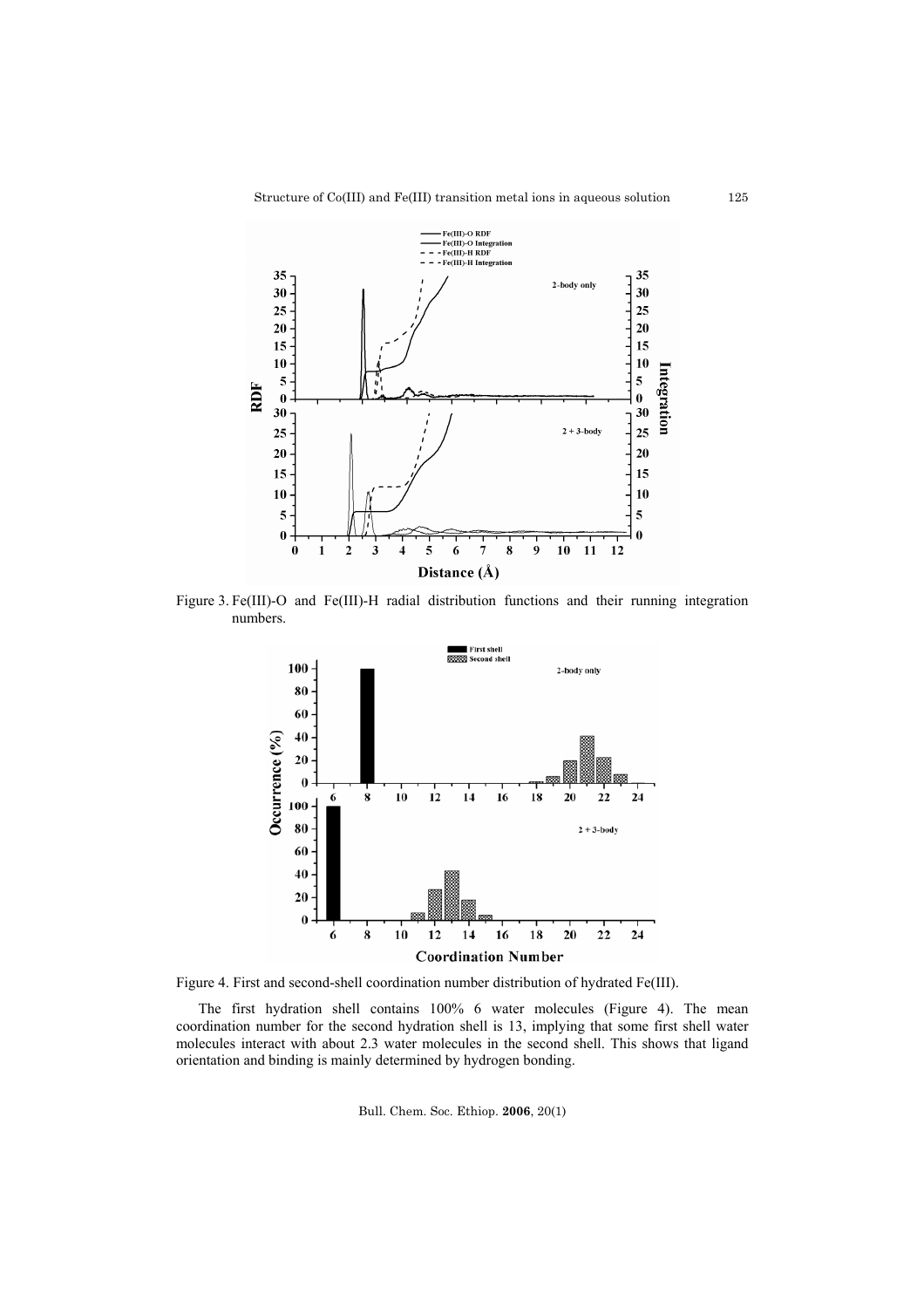Figure 3. Fe(III)-O and Fe(III)-H radial distribution functions and their running integration numbers.

Figure 4. First and second-shell coordination number distribution of hydrated Fe(III).

The first hydration shell contains 100% 6 water molecules (Figure 4). The mean coordination number for the second hydration shell is 13, implying that some first shell water molecules interact with about 2.3 water molecules in the second shell. This shows that ligand orientation and binding is mainly determined by hydrogen bonding.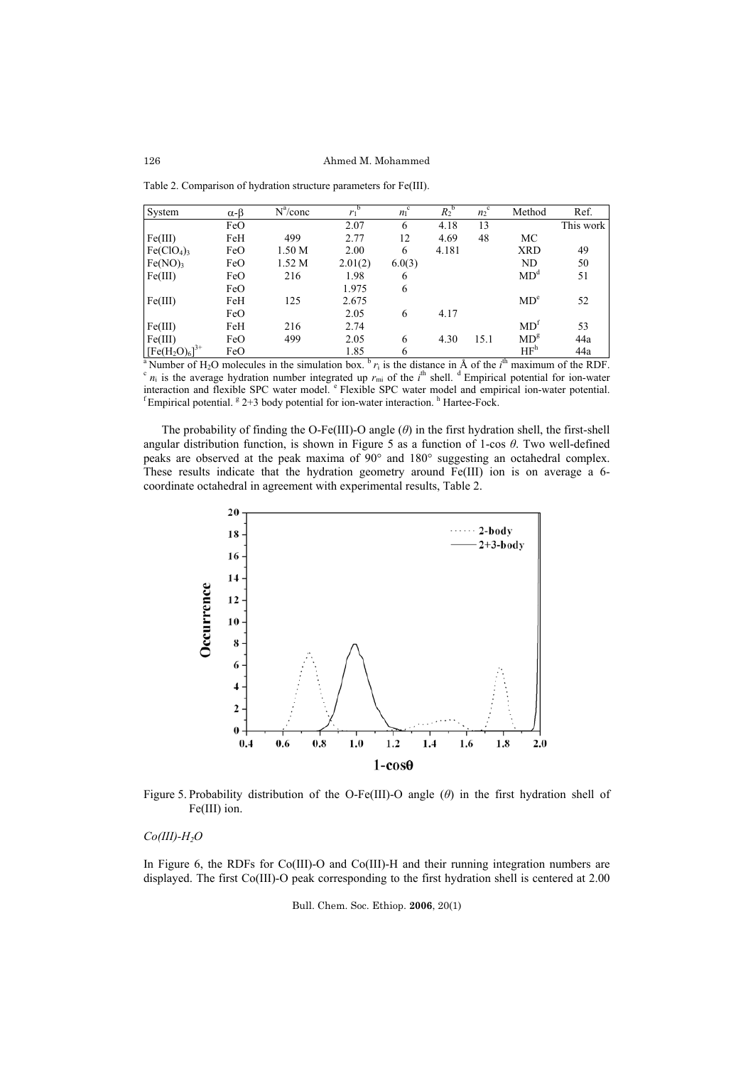Table 2. Comparison of hydration structure parameters for Fe(III).

| System | α-β | N[a]/conc | $r_1$[b] | $n_1$[c] | $R_2$[b] | $n_2$[c] | Method | Ref. |
|---|---|---|---|---|---|---|---|---|
| | FeO | | 2.07 | 6 | 4.18 | 13 | | This work |
| Fe(III) | FeH | 499 | 2.77 | 12 | 4.69 | 48 | MC | |
| $Fe(ClO_4)_3$ | FeO | 1.50 M | 2.00 | 6 | 4.181 | | XRD | 49 |
| $Fe(NO)_3$ | FeO | 1.52 M | 2.01(2) | 6.0(3) | | | ND | 50 |
| Fe(III) | FeO | 216 | 1.98 | 6 | | | MD[d] | 51 |
| | FeO | | 1.975 | 6 | | | | |
| Fe(III) | FeH | 125 | 2.675 | | | | MD[e] | 52 |
| | FeO | | 2.05 | 6 | 4.17 | | | |
| Fe(III) | FeH | 216 | 2.74 | | | | MD[f] | 53 |
| Fe(III) | FeO | 499 | 2.05 | 6 | 4.30 | 15.1 | MD[g] | 44a |
| $[Fe(H_2O)_6]^{3+}$ | FeO | | 1.85 | 6 | | | HF[h] | 44a |

[a] Number of $H_2O$ molecules in the simulation box. [b] $r_i$ is the distance in Å of the $i^{th}$ maximum of the RDF. [c] $n_i$ is the average hydration number integrated up $r_{mi}$ of the $i^{th}$ shell. [d] Empirical potential for ion-water interaction and flexible SPC water model. [e] Flexible SPC water model and empirical ion-water potential. [f] Empirical potential. [g] 2+3 body potential for ion-water interaction. [h] Hartee-Fock.

The probability of finding the O-Fe(III)-O angle ($\theta$) in the first hydration shell, the first-shell angular distribution function, is shown in Figure 5 as a function of 1-cos $\theta$. Two well-defined peaks are observed at the peak maxima of 90° and 180° suggesting an octahedral complex. These results indicate that the hydration geometry around Fe(III) ion is on average a 6-coordinate octahedral in agreement with experimental results, Table 2.

Figure 5. Probability distribution of the O-Fe(III)-O angle ($\theta$) in the first hydration shell of Fe(III) ion.

*Co(III)-$H_2O$*

In Figure 6, the RDFs for Co(III)-O and Co(III)-H and their running integration numbers are displayed. The first Co(III)-O peak corresponding to the first hydration shell is centered at 2.00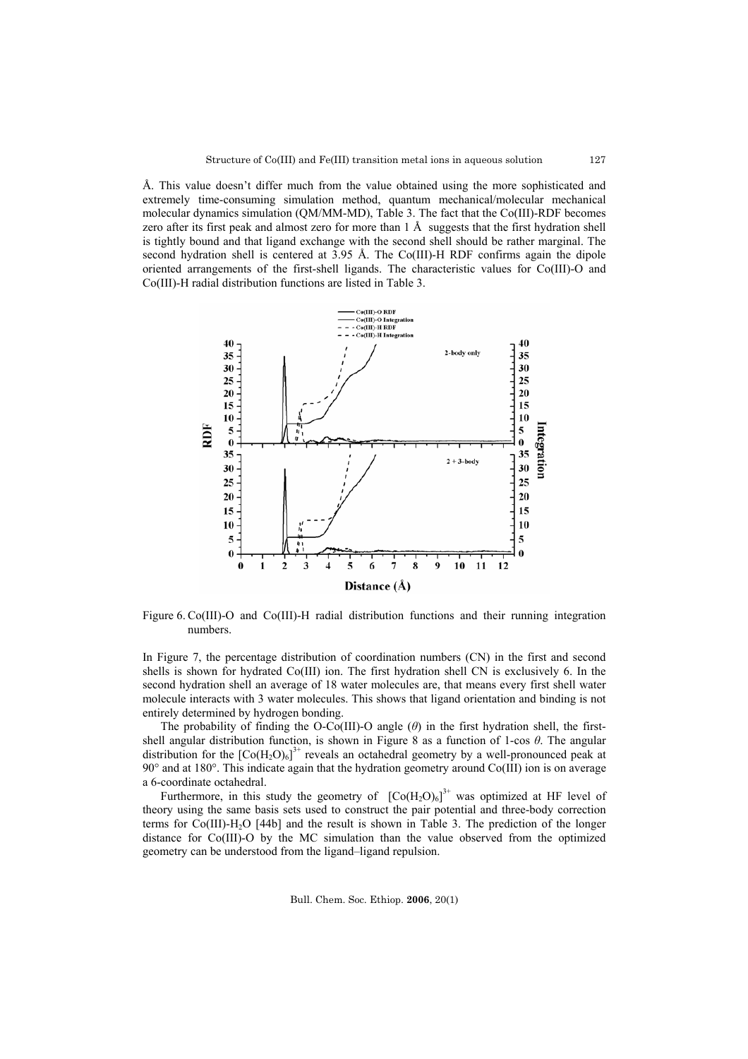Å. This value doesn't differ much from the value obtained using the more sophisticated and extremely time-consuming simulation method, quantum mechanical/molecular mechanical molecular dynamics simulation (QM/MM-MD), Table 3. The fact that the Co(III)-RDF becomes zero after its first peak and almost zero for more than 1 Å suggests that the first hydration shell is tightly bound and that ligand exchange with the second shell should be rather marginal. The second hydration shell is centered at 3.95 Å. The Co(III)-H RDF confirms again the dipole oriented arrangements of the first-shell ligands. The characteristic values for Co(III)-O and Co(III)-H radial distribution functions are listed in Table 3.

Figure 6. Co(III)-O and Co(III)-H radial distribution functions and their running integration numbers.

In Figure 7, the percentage distribution of coordination numbers (CN) in the first and second shells is shown for hydrated Co(III) ion. The first hydration shell CN is exclusively 6. In the second hydration shell an average of 18 water molecules are, that means every first shell water molecule interacts with 3 water molecules. This shows that ligand orientation and binding is not entirely determined by hydrogen bonding.

The probability of finding the O-Co(III)-O angle ($\theta$) in the first hydration shell, the first-shell angular distribution function, is shown in Figure 8 as a function of 1-cos $\theta$. The angular distribution for the $[Co(H_2O)_6]^{3+}$ reveals an octahedral geometry by a well-pronounced peak at 90° and at 180°. This indicate again that the hydration geometry around Co(III) ion is on average a 6-coordinate octahedral.

Furthermore, in this study the geometry of $[Co(H_2O)_6]^{3+}$ was optimized at HF level of theory using the same basis sets used to construct the pair potential and three-body correction terms for Co(III)-$H_2O$ [44b] and the result is shown in Table 3. The prediction of the longer distance for Co(III)-O by the MC simulation than the value observed from the optimized geometry can be understood from the ligand–ligand repulsion.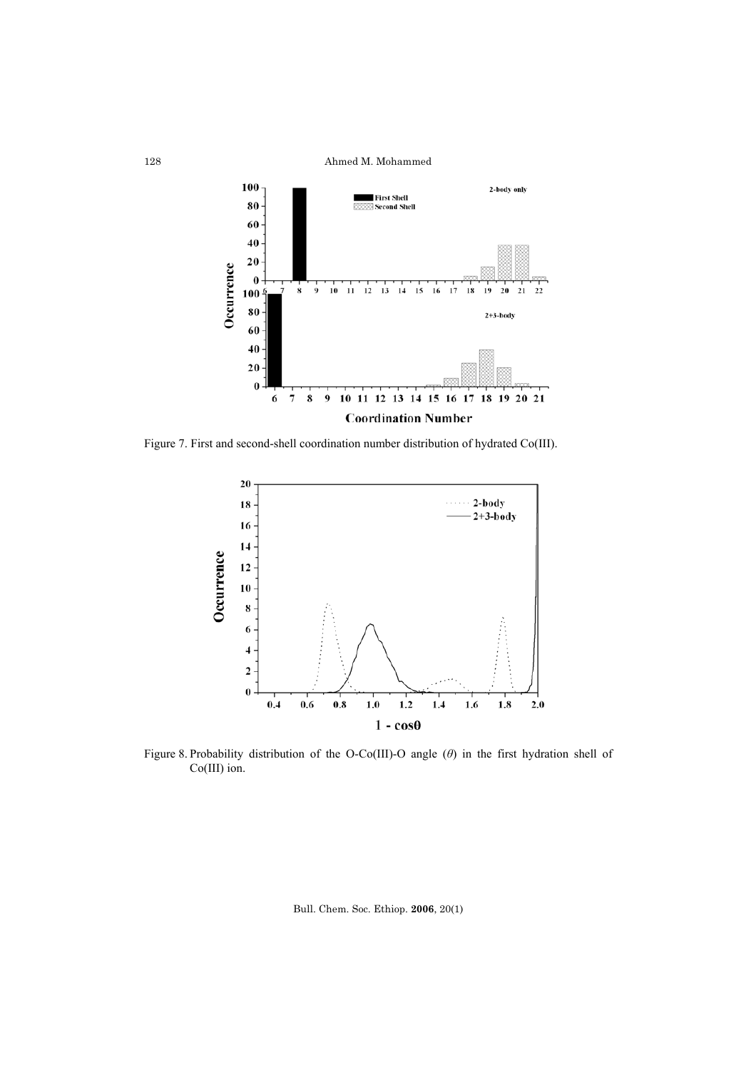Figure 7. First and second-shell coordination number distribution of hydrated Co(III).

Figure 8. Probability distribution of the O-Co(III)-O angle ($\theta$) in the first hydration shell of Co(III) ion.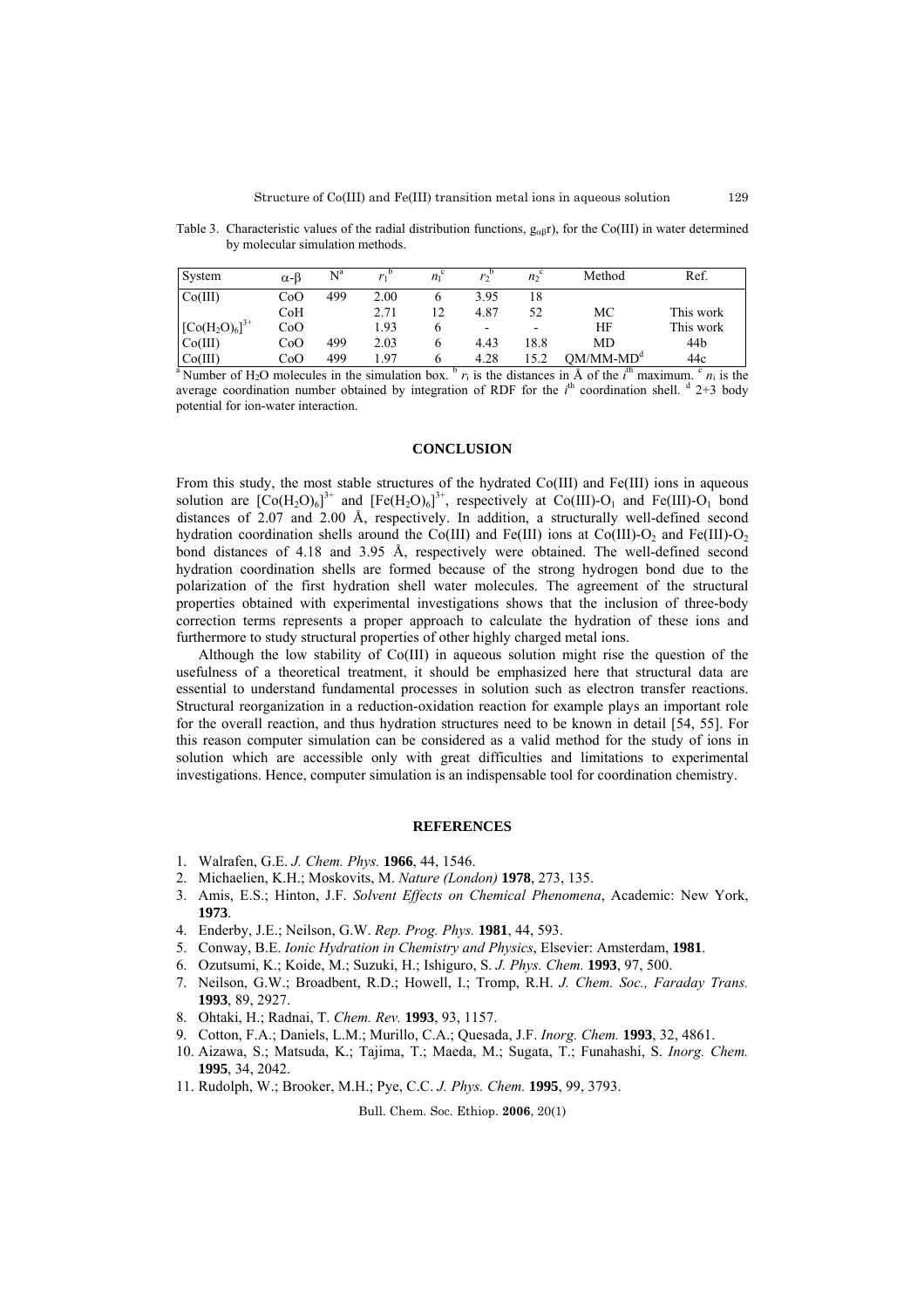Table 3. Characteristic values of the radial distribution functions, $g_{\alpha\beta}r$), for the Co(III) in water determined by molecular simulation methods.

| System | $\alpha$-$\beta$ | N[a] | $r_1$[b] | $n_1$[c] | $r_2$[b] | $n_2$[c] | Method | Ref. |
|---|---|---|---|---|---|---|---|---|
| Co(III) | CoO | 499 | 2.00 | 6 | 3.95 | 18 | | |
| | CoH | | 2.71 | 12 | 4.87 | 52 | MC | This work |
| $[Co(H_2O)_6]^{3+}$ | CoO | | 1.93 | 6 | - | - | HF | This work |
| Co(III) | CoO | 499 | 2.03 | 6 | 4.43 | 18.8 | MD | 44b |
| Co(III) | CoO | 499 | 1.97 | 6 | 4.28 | 15.2 | QM/MM-MD[d] | 44c |

[a] Number of $H_2O$ molecules in the simulation box. [b] $r_i$ is the distances in Å of the $i^{th}$ maximum. [c] $n_i$ is the average coordination number obtained by integration of RDF for the $i^{th}$ coordination shell. [d] 2+3 body potential for ion-water interaction.

## CONCLUSION

From this study, the most stable structures of the hydrated Co(III) and Fe(III) ions in aqueous solution are $[Co(H_2O)_6]^{3+}$ and $[Fe(H_2O)_6]^{3+}$, respectively at Co(III)-$O_1$ and Fe(III)-$O_1$ bond distances of 2.07 and 2.00 Å, respectively. In addition, a structurally well-defined second hydration coordination shells around the Co(III) and Fe(III) ions at Co(III)-$O_2$ and Fe(III)-$O_2$ bond distances of 4.18 and 3.95 Å, respectively were obtained. The well-defined second hydration coordination shells are formed because of the strong hydrogen bond due to the polarization of the first hydration shell water molecules. The agreement of the structural properties obtained with experimental investigations shows that the inclusion of three-body correction terms represents a proper approach to calculate the hydration of these ions and furthermore to study structural properties of other highly charged metal ions.

Although the low stability of Co(III) in aqueous solution might rise the question of the usefulness of a theoretical treatment, it should be emphasized here that structural data are essential to understand fundamental processes in solution such as electron transfer reactions. Structural reorganization in a reduction-oxidation reaction for example plays an important role for the overall reaction, and thus hydration structures need to be known in detail [54, 55]. For this reason computer simulation can be considered as a valid method for the study of ions in solution which are accessible only with great difficulties and limitations to experimental investigations. Hence, computer simulation is an indispensable tool for coordination chemistry.

## REFERENCES

1. Walrafen, G.E. *J. Chem. Phys.* **1966**, 44, 1546.
2. Michaelien, K.H.; Moskovits, M. *Nature (London)* **1978**, 273, 135.
3. Amis, E.S.; Hinton, J.F. *Solvent Effects on Chemical Phenomena*, Academic: New York, **1973**.
4. Enderby, J.E.; Neilson, G.W. *Rep. Prog. Phys.* **1981**, 44, 593.
5. Conway, B.E. *Ionic Hydration in Chemistry and Physics*, Elsevier: Amsterdam, **1981**.
6. Ozutsumi, K.; Koide, M.; Suzuki, H.; Ishiguro, S. *J. Phys. Chem.* **1993**, 97, 500.
7. Neilson, G.W.; Broadbent, R.D.; Howell, I.; Tromp, R.H. *J. Chem. Soc., Faraday Trans.* **1993**, 89, 2927.
8. Ohtaki, H.; Radnai, T. *Chem. Rev.* **1993**, 93, 1157.
9. Cotton, F.A.; Daniels, L.M.; Murillo, C.A.; Quesada, J.F. *Inorg. Chem.* **1993**, 32, 4861.
10. Aizawa, S.; Matsuda, K.; Tajima, T.; Maeda, M.; Sugata, T.; Funahashi, S. *Inorg. Chem.* **1995**, 34, 2042.
11. Rudolph, W.; Brooker, M.H.; Pye, C.C. *J. Phys. Chem.* **1995**, 99, 3793.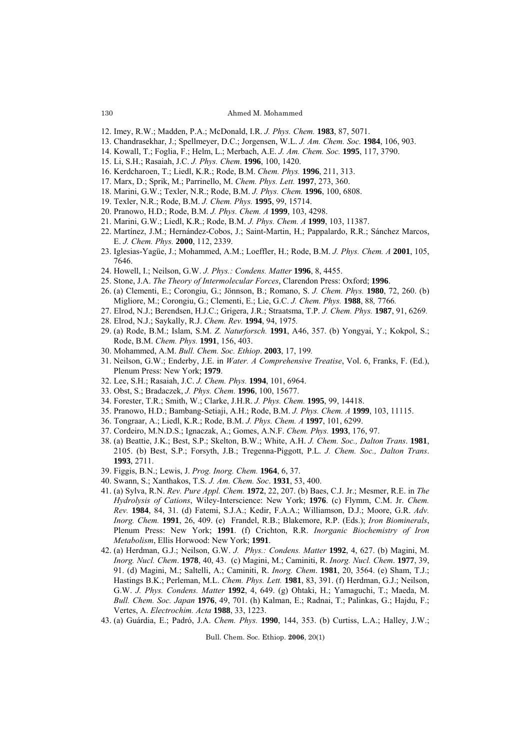12. Imey, R.W.; Madden, P.A.; McDonald, I.R. *J. Phys. Chem.* **1983**, 87, 5071.
13. Chandrasekhar, J.; Spellmeyer, D.C.; Jorgensen, W.L. *J. Am. Chem. Soc.* **1984**, 106, 903.
14. Kowall, T.; Foglia, F.; Helm, L.; Merbach, A.E. *J. Am. Chem. Soc.* **1995**, 117, 3790.
15. Li, S.H.; Rasaiah, J.C. *J. Phys. Chem*. **1996**, 100, 1420.
16. Kerdcharoen, T.; Liedl, K.R.; Rode, B.M. *Chem. Phys.* **1996**, 211, 313.
17. Marx, D.; Sprik, M.; Parrinello, M. *Chem. Phys. Lett.* **1997**, 273, 360.
18. Marini, G.W.; Texler, N.R.; Rode, B.M. *J. Phys. Chem.* **1996**, 100, 6808.
19. Texler, N.R.; Rode, B.M. *J. Chem. Phys.* **1995**, 99, 15714.
20. Pranowo, H.D.; Rode, B.M. *J. Phys. Chem. A* **1999**, 103, 4298.
21. Marini, G.W.; Liedl, K.R.; Rode, B.M. *J. Phys. Chem. A* **1999**, 103, 11387.
22. Martínez, J.M.; Hernández-Cobos, J.; Saint-Martin, H.; Pappalardo, R.R.; Sánchez Marcos, E. *J. Chem. Phys.* **2000**, 112, 2339.
23. Iglesias-Yagüe, J.; Mohammed, A.M.; Loeffler, H.; Rode, B.M. *J. Phys. Chem. A* **2001**, 105, 7646.
24. Howell, I.; Neilson, G.W. *J. Phys.: Condens. Matter* **1996**, 8, 4455.
25. Stone, J.A. *The Theory of Intermolecular Forces*, Clarendon Press: Oxford; **1996**.
26. (a) Clementi, E.; Corongiu, G.; Jönnson, B.; Romano, S. *J. Chem. Phys.* **1980**, 72, 260. (b) Migliore, M.; Corongiu, G.; Clementi, E.; Lie, G.C. *J. Chem. Phys.* **1988**, 88, 7766.
27. Elrod, N.J.; Berendsen, H.J.C.; Grigera, J.R.; Straatsma, T.P. *J. Chem. Phys.* **1987**, 91, 6269.
28. Elrod, N.J.; Saykally, R.J. *Chem. Rev.* **1994**, 94, 1975.
29. (a) Rode, B.M.; Islam, S.M. *Z. Naturforsch.* **1991**, A46, 357. (b) Yongyai, Y.; Kokpol, S.; Rode, B.M. *Chem. Phys.* **1991**, 156, 403.
30. Mohammed, A.M. *Bull. Chem. Soc. Ethiop*. **2003**, 17, 199.
31. Neilson, G.W.; Enderby, J.E. in *Water. A Comprehensive Treatise*, Vol. 6, Franks, F. (Ed.), Plenum Press: New York; **1979**.
32. Lee, S.H.; Rasaiah, J.C. *J. Chem. Phys.* **1994**, 101, 6964.
33. Obst, S.; Bradaczek, *J. Phys. Chem.* **1996**, 100, 15677.
34. Forester, T.R.; Smith, W.; Clarke, J.H.R. *J. Phys. Chem.* **1995**, 99, 14418.
35. Pranowo, H.D.; Bambang-Setiaji, A.H.; Rode, B.M. *J. Phys. Chem. A* **1999**, 103, 11115.
36. Tongraar, A.; Liedl, K.R.; Rode, B.M. *J. Phys. Chem. A* **1997**, 101, 6299.
37. Cordeiro, M.N.D.S.; Ignaczak, A.; Gomes, A.N.F. *Chem. Phys.* **1993**, 176, 97.
38. (a) Beattie, J.K.; Best, S.P.; Skelton, B.W.; White, A.H. *J. Chem. Soc., Dalton Trans*. **1981**, 2105. (b) Best, S.P.; Forsyth, J.B.; Tregenna-Piggott, P.L. *J. Chem. Soc., Dalton Trans*. **1993**, 2711.
39. Figgis, B.N.; Lewis, J. *Prog. Inorg. Chem.* **1964**, 6, 37.
40. Swann, S.; Xanthakos, T.S. *J. Am. Chem. Soc*. **1931**, 53, 400.
41. (a) Sylva, R.N. *Rev. Pure Appl. Chem.* **1972**, 22, 207. (b) Baes, C.J. Jr.; Mesmer, R.E. in *The Hydrolysis of Cations*, Wiley-Interscience: New York; **1976**. (c) Flymm, C.M. Jr. *Chem. Rev.* **1984**, 84, 31. (d) Fatemi, S.J.A.; Kedir, F.A.A.; Williamson, D.J.; Moore, G.R. *Adv. Inorg. Chem.* **1991**, 26, 409. (e) Frandel, R.B.; Blakemore, R.P. (Eds.); *Iron Biominerals*, Plenum Press: New York; **1991**. (f) Crichton, R.R. *Inorganic Biochemistry of Iron Metabolism*, Ellis Horwood: New York; **1991**.
42. (a) Herdman, G.J.; Neilson, G.W. *J. Phys.: Condens. Matter* **1992**, 4, 627. (b) Magini, M. *Inorg. Nucl. Chem*. **1978**, 40, 43. (c) Magini, M.; Caminiti, R. *Inorg. Nucl. Chem*. **1977**, 39, 91. (d) Magini, M.; Saltelli, A.; Caminiti, R. *Inorg. Chem*. **1981**, 20, 3564. (e) Sham, T.J.; Hastings B.K.; Perleman, M.L. *Chem. Phys. Lett.* **1981**, 83, 391. (f) Herdman, G.J.; Neilson, G.W. *J. Phys. Condens. Matter* **1992**, 4, 649. (g) Ohtaki, H.; Yamaguchi, T.; Maeda, M. *Bull. Chem. Soc. Japan* **1976**, 49, 701. (h) Kalman, E.; Radnai, T.; Palinkas, G.; Hajdu, F.; Vertes, A. *Electrochim. Acta* **1988**, 33, 1223.
43. (a) Guárdia, E.; Padró, J.A. *Chem. Phys.* **1990**, 144, 353. (b) Curtiss, L.A.; Halley, J.W.;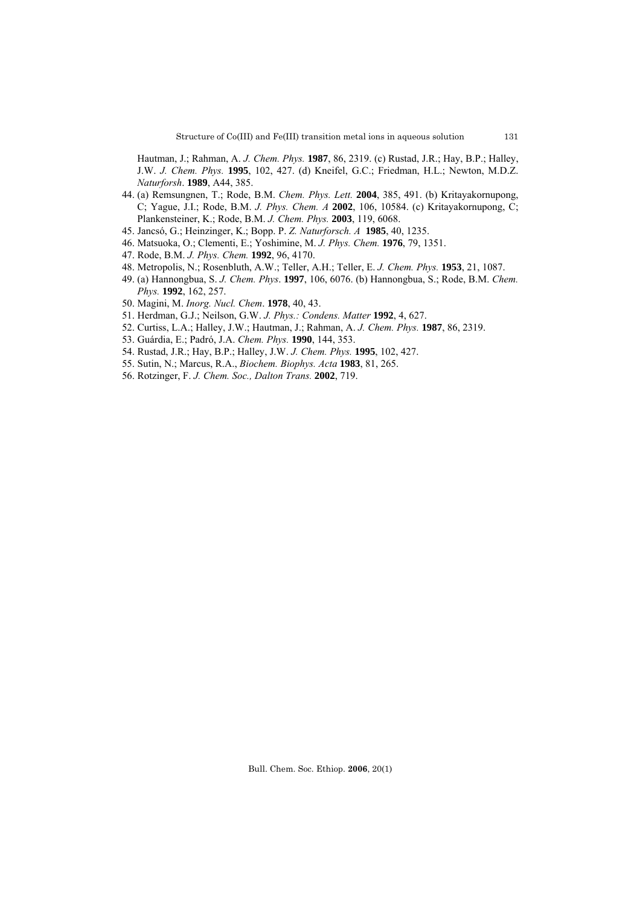Hautman, J.; Rahman, A. *J. Chem. Phys.* **1987**, 86, 2319. (c) Rustad, J.R.; Hay, B.P.; Halley, J.W. *J. Chem. Phys.* **1995**, 102, 427. (d) Kneifel, G.C.; Friedman, H.L.; Newton, M.D.Z. *Naturforsh*. **1989**, A44, 385.

44. (a) Remsungnen, T.; Rode, B.M. *Chem. Phys. Lett.* **2004**, 385, 491. (b) Kritayakornupong, C; Yague, J.I.; Rode, B.M. *J. Phys. Chem. A* **2002**, 106, 10584. (c) Kritayakornupong, C; Plankensteiner, K.; Rode, B.M. *J. Chem. Phys.* **2003**, 119, 6068.
45. Jancsó, G.; Heinzinger, K.; Bopp. P. *Z. Naturforsch. A* **1985**, 40, 1235.
46. Matsuoka, O.; Clementi, E.; Yoshimine, M. *J. Phys. Chem.* **1976**, 79, 1351.
47. Rode, B.M. *J. Phys. Chem.* **1992**, 96, 4170.
48. Metropolis, N.; Rosenbluth, A.W.; Teller, A.H.; Teller, E. *J. Chem. Phys.* **1953**, 21, 1087.
49. (a) Hannongbua, S. *J. Chem. Phys*. **1997**, 106, 6076. (b) Hannongbua, S.; Rode, B.M. *Chem. Phys.* **1992**, 162, 257.
50. Magini, M. *Inorg. Nucl. Chem*. **1978**, 40, 43.
51. Herdman, G.J.; Neilson, G.W. *J. Phys.: Condens. Matter* **1992**, 4, 627.
52. Curtiss, L.A.; Halley, J.W.; Hautman, J.; Rahman, A. *J. Chem. Phys.* **1987**, 86, 2319.
53. Guárdia, E.; Padró, J.A. *Chem. Phys.* **1990**, 144, 353.
54. Rustad, J.R.; Hay, B.P.; Halley, J.W. *J. Chem. Phys.* **1995**, 102, 427.
55. Sutin, N.; Marcus, R.A., *Biochem. Biophys. Acta* **1983**, 81, 265.
56. Rotzinger, F. *J. Chem. Soc., Dalton Trans.* **2002**, 719.